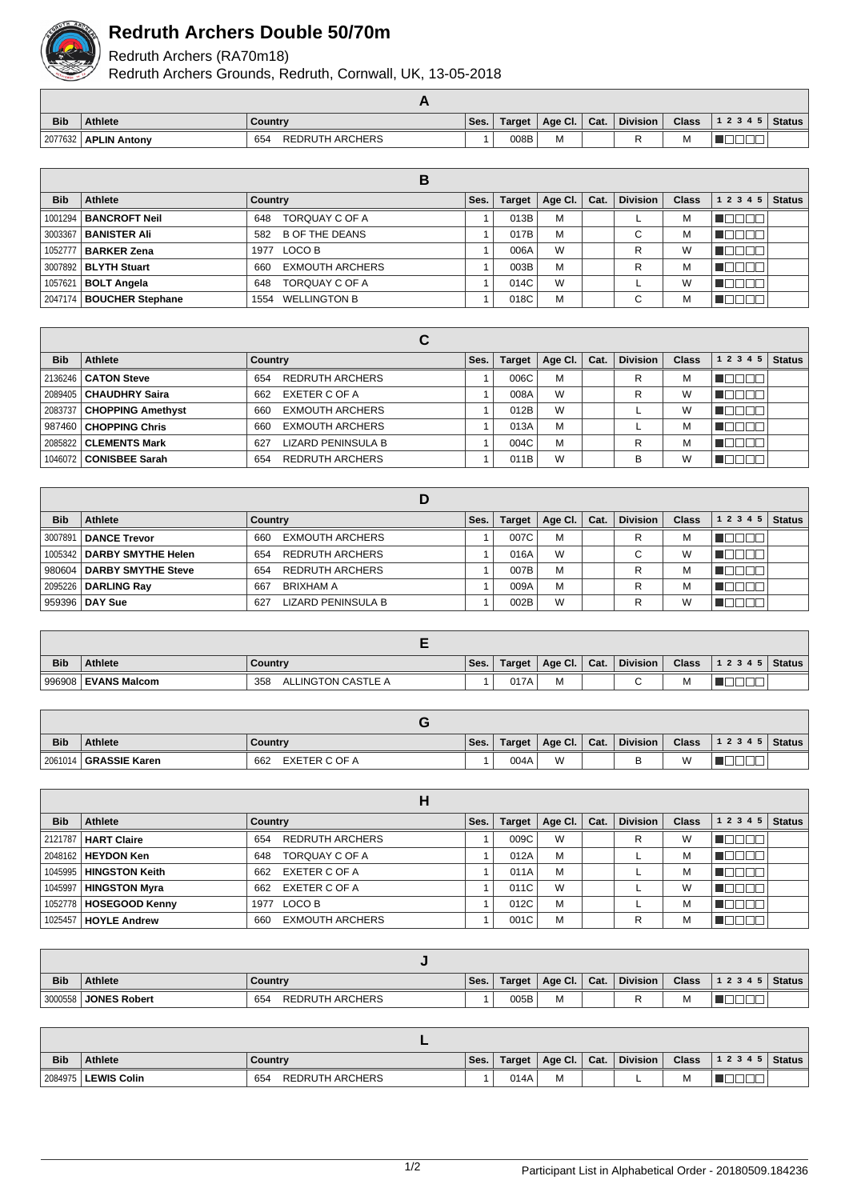# Redruth Archers Double 50/70m

Redruth Archers (RA70m18)

Redruth Archers Grounds, Redruth, Cornwall, UK, 13-05-2018

## A

| Bib | Athlete | Country | Ses. | Target | Age Cl. | Cat. | Division | Class | 1 2 3 4 5 | Status |
|---|---|---|---|---|---|---|---|---|---|---|
| 2077632 | **APLIN Antony** | 654 REDRUTH ARCHERS | 1 | 008B | M | | R | M | | |

## B

| Bib | Athlete | Country | Ses. | Target | Age Cl. | Cat. | Division | Class | 1 2 3 4 5 | Status |
|---|---|---|---|---|---|---|---|---|---|---|
| 1001294 | **BANCROFT Neil** | 648 TORQUAY C OF A | 1 | 013B | M | | L | M | | |
| 3003367 | **BANISTER Ali** | 582 B OF THE DEANS | 1 | 017B | M | | C | M | | |
| 1052777 | **BARKER Zena** | 1977 LOCO B | 1 | 006A | W | | R | W | | |
| 3007892 | **BLYTH Stuart** | 660 EXMOUTH ARCHERS | 1 | 003B | M | | R | M | | |
| 1057621 | **BOLT Angela** | 648 TORQUAY C OF A | 1 | 014C | W | | L | W | | |
| 2047174 | **BOUCHER Stephane** | 1554 WELLINGTON B | 1 | 018C | M | | C | M | | |

## C

| Bib | Athlete | Country | Ses. | Target | Age Cl. | Cat. | Division | Class | 1 2 3 4 5 | Status |
|---|---|---|---|---|---|---|---|---|---|---|
| 2136246 | **CATON Steve** | 654 REDRUTH ARCHERS | 1 | 006C | M | | R | M | | |
| 2089405 | **CHAUDHRY Saira** | 662 EXETER C OF A | 1 | 008A | W | | R | W | | |
| 2083737 | **CHOPPING Amethyst** | 660 EXMOUTH ARCHERS | 1 | 012B | W | | L | W | | |
| 987460 | **CHOPPING Chris** | 660 EXMOUTH ARCHERS | 1 | 013A | M | | L | M | | |
| 2085822 | **CLEMENTS Mark** | 627 LIZARD PENINSULA B | 1 | 004C | M | | R | M | | |
| 1046072 | **CONISBEE Sarah** | 654 REDRUTH ARCHERS | 1 | 011B | W | | B | W | | |

## D

| Bib | Athlete | Country | Ses. | Target | Age Cl. | Cat. | Division | Class | 1 2 3 4 5 | Status |
|---|---|---|---|---|---|---|---|---|---|---|
| 3007891 | **DANCE Trevor** | 660 EXMOUTH ARCHERS | 1 | 007C | M | | R | M | | |
| 1005342 | **DARBY SMYTHE Helen** | 654 REDRUTH ARCHERS | 1 | 016A | W | | C | W | | |
| 980604 | **DARBY SMYTHE Steve** | 654 REDRUTH ARCHERS | 1 | 007B | M | | R | M | | |
| 2095226 | **DARLING Ray** | 667 BRIXHAM A | 1 | 009A | M | | R | M | | |
| 959396 | **DAY Sue** | 627 LIZARD PENINSULA B | 1 | 002B | W | | R | W | | |

## E

| Bib | Athlete | Country | Ses. | Target | Age Cl. | Cat. | Division | Class | 1 2 3 4 5 | Status |
|---|---|---|---|---|---|---|---|---|---|---|
| 996908 | **EVANS Malcom** | 358 ALLINGTON CASTLE A | 1 | 017A | M | | C | M | | |

## G

| Bib | Athlete | Country | Ses. | Target | Age Cl. | Cat. | Division | Class | 1 2 3 4 5 | Status |
|---|---|---|---|---|---|---|---|---|---|---|
| 2061014 | **GRASSIE Karen** | 662 EXETER C OF A | 1 | 004A | W | | B | W | | |

## H

| Bib | Athlete | Country | Ses. | Target | Age Cl. | Cat. | Division | Class | 1 2 3 4 5 | Status |
|---|---|---|---|---|---|---|---|---|---|---|
| 2121787 | **HART Claire** | 654 REDRUTH ARCHERS | 1 | 009C | W | | R | W | | |
| 2048162 | **HEYDON Ken** | 648 TORQUAY C OF A | 1 | 012A | M | | L | M | | |
| 1045995 | **HINGSTON Keith** | 662 EXETER C OF A | 1 | 011A | M | | L | M | | |
| 1045997 | **HINGSTON Myra** | 662 EXETER C OF A | 1 | 011C | W | | L | W | | |
| 1052778 | **HOSEGOOD Kenny** | 1977 LOCO B | 1 | 012C | M | | L | M | | |
| 1025457 | **HOYLE Andrew** | 660 EXMOUTH ARCHERS | 1 | 001C | M | | R | M | | |

## J

| Bib | Athlete | Country | Ses. | Target | Age Cl. | Cat. | Division | Class | 1 2 3 4 5 | Status |
|---|---|---|---|---|---|---|---|---|---|---|
| 3000558 | **JONES Robert** | 654 REDRUTH ARCHERS | 1 | 005B | M | | R | M | | |

## L

| Bib | Athlete | Country | Ses. | Target | Age Cl. | Cat. | Division | Class | 1 2 3 4 5 | Status |
|---|---|---|---|---|---|---|---|---|---|---|
| 2084975 | **LEWIS Colin** | 654 REDRUTH ARCHERS | 1 | 014A | M | | L | M | | |

Participant List in Alphabetical Order - 20180509.184236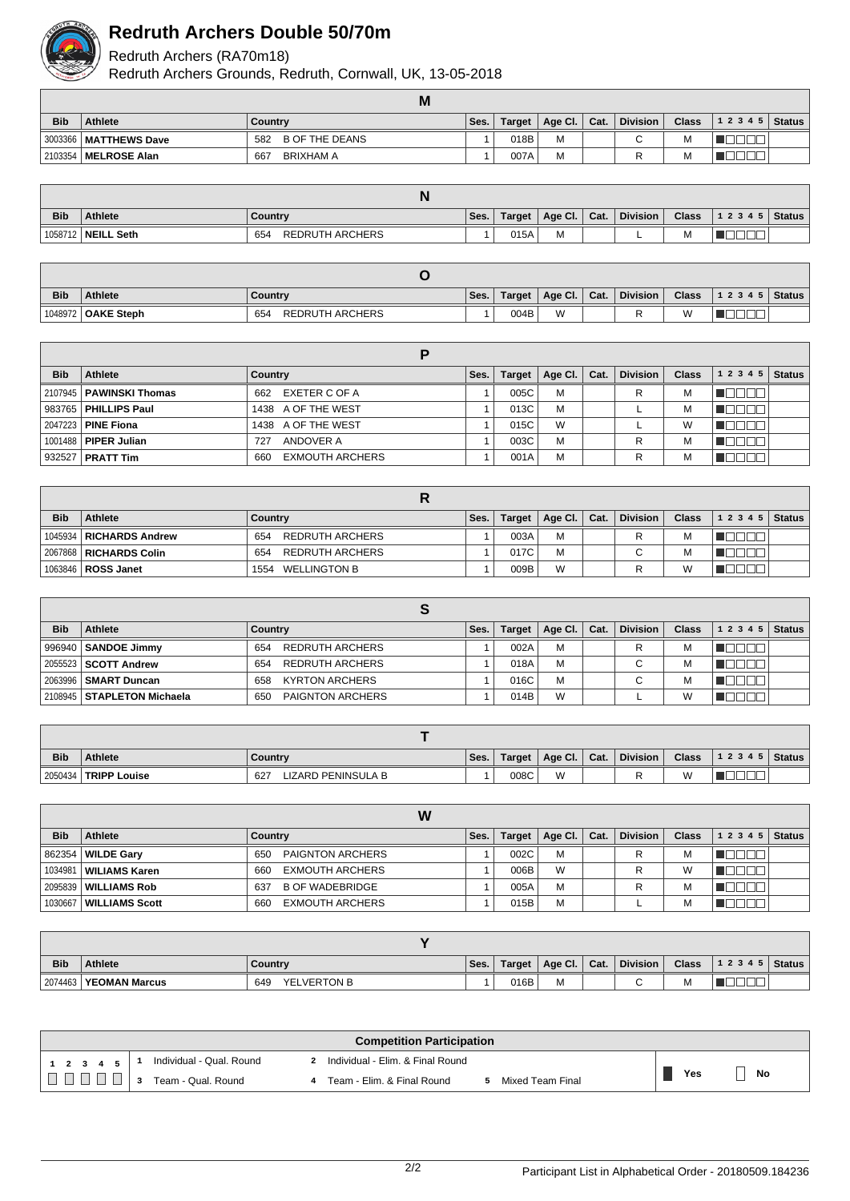# Redruth Archers Double 50/70m

Redruth Archers (RA70m18)

Redruth Archers Grounds, Redruth, Cornwall, UK, 13-05-2018

| M | | | | | | | | | | |
|---|---|---|---|---|---|---|---|---|---|---|
| **Bib** | **Athlete** | **Country** | **Ses.** | **Target** | **Age Cl.** | **Cat.** | **Division** | **Class** | **1 2 3 4 5** | **Status** |
| 3003366 | **MATTHEWS Dave** | 582 B OF THE DEANS | 1 | 018B | M | | C | M | ■□□□□ | |
| 2103354 | **MELROSE Alan** | 667 BRIXHAM A | 1 | 007A | M | | R | M | ■□□□□ | |

| N | | | | | | | | | | |
|---|---|---|---|---|---|---|---|---|---|---|
| **Bib** | **Athlete** | **Country** | **Ses.** | **Target** | **Age Cl.** | **Cat.** | **Division** | **Class** | **1 2 3 4 5** | **Status** |
| 1058712 | **NEILL Seth** | 654 REDRUTH ARCHERS | 1 | 015A | M | | L | M | ■□□□□ | |

| O | | | | | | | | | | |
|---|---|---|---|---|---|---|---|---|---|---|
| **Bib** | **Athlete** | **Country** | **Ses.** | **Target** | **Age Cl.** | **Cat.** | **Division** | **Class** | **1 2 3 4 5** | **Status** |
| 1048972 | **OAKE Steph** | 654 REDRUTH ARCHERS | 1 | 004B | W | | R | W | ■□□□□ | |

| P | | | | | | | | | | |
|---|---|---|---|---|---|---|---|---|---|---|
| **Bib** | **Athlete** | **Country** | **Ses.** | **Target** | **Age Cl.** | **Cat.** | **Division** | **Class** | **1 2 3 4 5** | **Status** |
| 2107945 | **PAWINSKI Thomas** | 662 EXETER C OF A | 1 | 005C | M | | R | M | ■□□□□ | |
| 983765 | **PHILLIPS Paul** | 1438 A OF THE WEST | 1 | 013C | M | | L | M | ■□□□□ | |
| 2047223 | **PINE Fiona** | 1438 A OF THE WEST | 1 | 015C | W | | L | W | ■□□□□ | |
| 1001488 | **PIPER Julian** | 727 ANDOVER A | 1 | 003C | M | | R | M | ■□□□□ | |
| 932527 | **PRATT Tim** | 660 EXMOUTH ARCHERS | 1 | 001A | M | | R | M | ■□□□□ | |

| R | | | | | | | | | | |
|---|---|---|---|---|---|---|---|---|---|---|
| **Bib** | **Athlete** | **Country** | **Ses.** | **Target** | **Age Cl.** | **Cat.** | **Division** | **Class** | **1 2 3 4 5** | **Status** |
| 1045934 | **RICHARDS Andrew** | 654 REDRUTH ARCHERS | 1 | 003A | M | | R | M | ■□□□□ | |
| 2067868 | **RICHARDS Colin** | 654 REDRUTH ARCHERS | 1 | 017C | M | | C | M | ■□□□□ | |
| 1063846 | **ROSS Janet** | 1554 WELLINGTON B | 1 | 009B | W | | R | W | ■□□□□ | |

| S | | | | | | | | | | |
|---|---|---|---|---|---|---|---|---|---|---|
| **Bib** | **Athlete** | **Country** | **Ses.** | **Target** | **Age Cl.** | **Cat.** | **Division** | **Class** | **1 2 3 4 5** | **Status** |
| 996940 | **SANDOE Jimmy** | 654 REDRUTH ARCHERS | 1 | 002A | M | | R | M | ■□□□□ | |
| 2055523 | **SCOTT Andrew** | 654 REDRUTH ARCHERS | 1 | 018A | M | | C | M | ■□□□□ | |
| 2063996 | **SMART Duncan** | 658 KYRTON ARCHERS | 1 | 016C | M | | C | M | ■□□□□ | |
| 2108945 | **STAPLETON Michaela** | 650 PAIGNTON ARCHERS | 1 | 014B | W | | L | W | ■□□□□ | |

| T | | | | | | | | | | |
|---|---|---|---|---|---|---|---|---|---|---|
| **Bib** | **Athlete** | **Country** | **Ses.** | **Target** | **Age Cl.** | **Cat.** | **Division** | **Class** | **1 2 3 4 5** | **Status** |
| 2050434 | **TRIPP Louise** | 627 LIZARD PENINSULA B | 1 | 008C | W | | R | W | ■□□□□ | |

| W | | | | | | | | | | |
|---|---|---|---|---|---|---|---|---|---|---|
| **Bib** | **Athlete** | **Country** | **Ses.** | **Target** | **Age Cl.** | **Cat.** | **Division** | **Class** | **1 2 3 4 5** | **Status** |
| 862354 | **WILDE Gary** | 650 PAIGNTON ARCHERS | 1 | 002C | M | | R | M | ■□□□□ | |
| 1034981 | **WILIAMS Karen** | 660 EXMOUTH ARCHERS | 1 | 006B | W | | R | W | ■□□□□ | |
| 2095839 | **WILLIAMS Rob** | 637 B OF WADEBRIDGE | 1 | 005A | M | | R | M | ■□□□□ | |
| 1030667 | **WILLIAMS Scott** | 660 EXMOUTH ARCHERS | 1 | 015B | M | | L | M | ■□□□□ | |

| Y | | | | | | | | | | |
|---|---|---|---|---|---|---|---|---|---|---|
| **Bib** | **Athlete** | **Country** | **Ses.** | **Target** | **Age Cl.** | **Cat.** | **Division** | **Class** | **1 2 3 4 5** | **Status** |
| 2074463 | **YEOMAN Marcus** | 649 YELVERTON B | 1 | 016B | M | | C | M | ■□□□□ | |

| Competition Participation | | | | |
|---|---|---|---|---|
| 1 2 3 4 5 | 1 Individual - Qual. Round | 2 Individual - Elim. & Final Round | | ■ Yes □ No |
| □□□□□ | 3 Team - Qual. Round | 4 Team - Elim. & Final Round | 5 Mixed Team Final | |

Participant List in Alphabetical Order - 20180509.184236